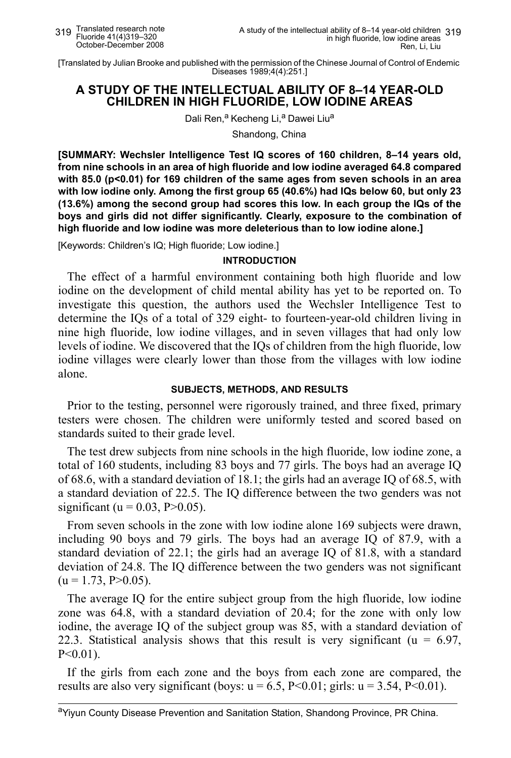[Translated by Julian Brooke and published with the permission of the Chinese Journal of Control of Endemic Diseases 1989;4(4):251.]

# A STUDY OF THE INTELLECTUAL ABILITY OF 8–14 YEAR-OLD CHILDREN IN HIGH FLUORIDE, LOW IODINE AREAS

Dali Ren,[a] Kecheng Li,[a] Dawei Liu[a]

Shandong, China

**[SUMMARY: Wechsler Intelligence Test IQ scores of 160 children, 8–14 years old, from nine schools in an area of high fluoride and low iodine averaged 64.8 compared with 85.0 (p<0.01) for 169 children of the same ages from seven schools in an area with low iodine only. Among the first group 65 (40.6%) had IQs below 60, but only 23 (13.6%) among the second group had scores this low. In each group the IQs of the boys and girls did not differ significantly. Clearly, exposure to the combination of high fluoride and low iodine was more deleterious than to low iodine alone.]**

[Keywords: Children's IQ; High fluoride; Low iodine.]

## INTRODUCTION

The effect of a harmful environment containing both high fluoride and low iodine on the development of child mental ability has yet to be reported on. To investigate this question, the authors used the Wechsler Intelligence Test to determine the IQs of a total of 329 eight- to fourteen-year-old children living in nine high fluoride, low iodine villages, and in seven villages that had only low levels of iodine. We discovered that the IQs of children from the high fluoride, low iodine villages were clearly lower than those from the villages with low iodine alone.

## SUBJECTS, METHODS, AND RESULTS

Prior to the testing, personnel were rigorously trained, and three fixed, primary testers were chosen. The children were uniformly tested and scored based on standards suited to their grade level.

The test drew subjects from nine schools in the high fluoride, low iodine zone, a total of 160 students, including 83 boys and 77 girls. The boys had an average IQ of 68.6, with a standard deviation of 18.1; the girls had an average IQ of 68.5, with a standard deviation of 22.5. The IQ difference between the two genders was not significant ($u = 0.03$, $P>0.05$).

From seven schools in the zone with low iodine alone 169 subjects were drawn, including 90 boys and 79 girls. The boys had an average IQ of 87.9, with a standard deviation of 22.1; the girls had an average IQ of 81.8, with a standard deviation of 24.8. The IQ difference between the two genders was not significant ($u = 1.73$, $P>0.05$).

The average IQ for the entire subject group from the high fluoride, low iodine zone was 64.8, with a standard deviation of 20.4; for the zone with only low iodine, the average IQ of the subject group was 85, with a standard deviation of 22.3. Statistical analysis shows that this result is very significant ($u = 6.97$, $P<0.01$).

If the girls from each zone and the boys from each zone are compared, the results are also very significant (boys: $u = 6.5$, $P<0.01$; girls: $u = 3.54$, $P<0.01$).

[a]Yiyun County Disease Prevention and Sanitation Station, Shandong Province, PR China.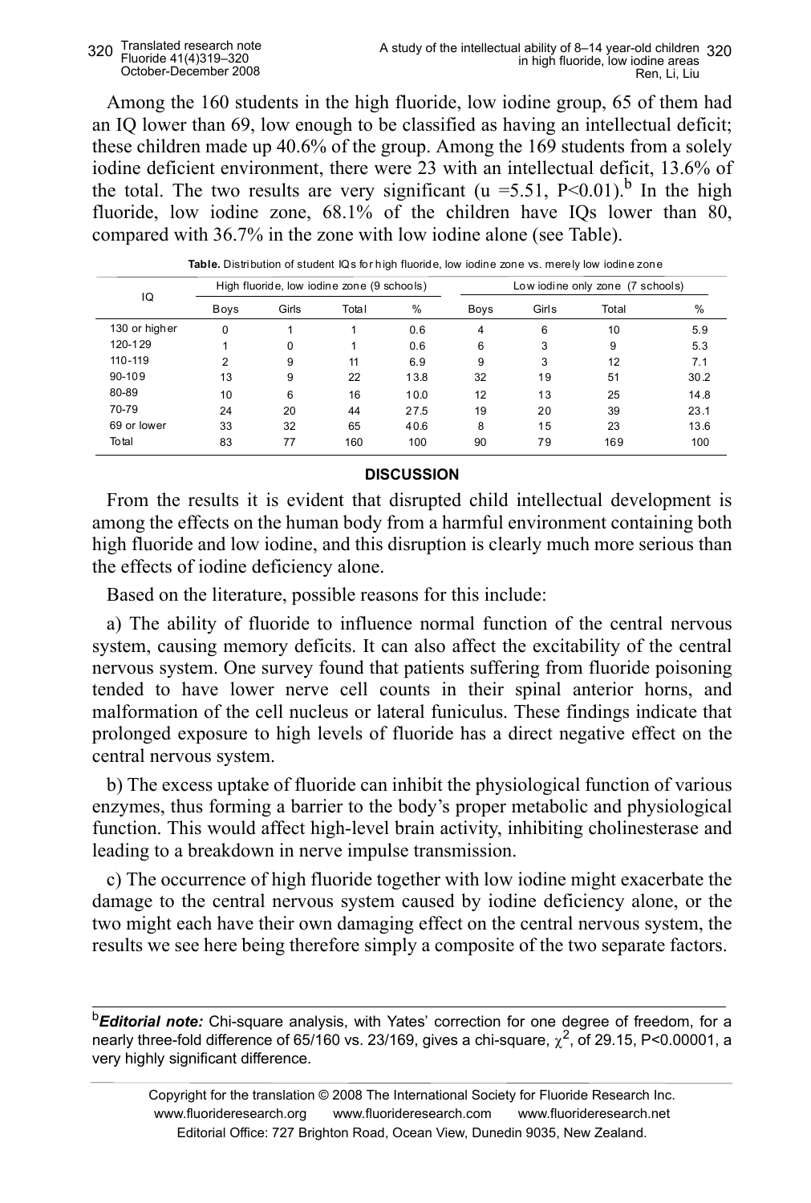Among the 160 students in the high fluoride, low iodine group, 65 of them had an IQ lower than 69, low enough to be classified as having an intellectual deficit; these children made up 40.6% of the group. Among the 169 students from a solely iodine deficient environment, there were 23 with an intellectual deficit, 13.6% of the total. The two results are very significant ($u = 5.51$, $P<0.01$).[b] In the high fluoride, low iodine zone, 68.1% of the children have IQs lower than 80, compared with 36.7% in the zone with low iodine alone (see Table).

**Table.** Distribution of student IQs for high fluoride, low iodine zone vs. merely low iodine zone

| IQ | High fluoride, low iodine zone (9 schools) | | | | Low iodine only zone (7 schools) | | | |
|---|---|---|---|---|---|---|---|---|
| | Boys | Girls | Total | % | Boys | Girls | Total | % |
| 130 or higher | 0 | 1 | 1 | 0.6 | 4 | 6 | 10 | 5.9 |
| 120-129 | 1 | 0 | 1 | 0.6 | 6 | 3 | 9 | 5.3 |
| 110-119 | 2 | 9 | 11 | 6.9 | 9 | 3 | 12 | 7.1 |
| 90-109 | 13 | 9 | 22 | 13.8 | 32 | 19 | 51 | 30.2 |
| 80-89 | 10 | 6 | 16 | 10.0 | 12 | 13 | 25 | 14.8 |
| 70-79 | 24 | 20 | 44 | 27.5 | 19 | 20 | 39 | 23.1 |
| 69 or lower | 33 | 32 | 65 | 40.6 | 8 | 15 | 23 | 13.6 |
| Total | 83 | 77 | 160 | 100 | 90 | 79 | 169 | 100 |

## DISCUSSION

From the results it is evident that disrupted child intellectual development is among the effects on the human body from a harmful environment containing both high fluoride and low iodine, and this disruption is clearly much more serious than the effects of iodine deficiency alone.

Based on the literature, possible reasons for this include:

a) The ability of fluoride to influence normal function of the central nervous system, causing memory deficits. It can also affect the excitability of the central nervous system. One survey found that patients suffering from fluoride poisoning tended to have lower nerve cell counts in their spinal anterior horns, and malformation of the cell nucleus or lateral funiculus. These findings indicate that prolonged exposure to high levels of fluoride has a direct negative effect on the central nervous system.

b) The excess uptake of fluoride can inhibit the physiological function of various enzymes, thus forming a barrier to the body's proper metabolic and physiological function. This would affect high-level brain activity, inhibiting cholinesterase and leading to a breakdown in nerve impulse transmission.

c) The occurrence of high fluoride together with low iodine might exacerbate the damage to the central nervous system caused by iodine deficiency alone, or the two might each have their own damaging effect on the central nervous system, the results we see here being therefore simply a composite of the two separate factors.

---

[b]***Editorial note:*** Chi-square analysis, with Yates' correction for one degree of freedom, for a nearly three-fold difference of 65/160 vs. 23/169, gives a chi-square, $\chi^2$, of 29.15, $P<0.00001$, a very highly significant difference.

Copyright for the translation © 2008 The International Society for Fluoride Research Inc.
www.fluorideresearch.org www.fluorideresearch.com www.fluorideresearch.net
Editorial Office: 727 Brighton Road, Ocean View, Dunedin 9035, New Zealand.